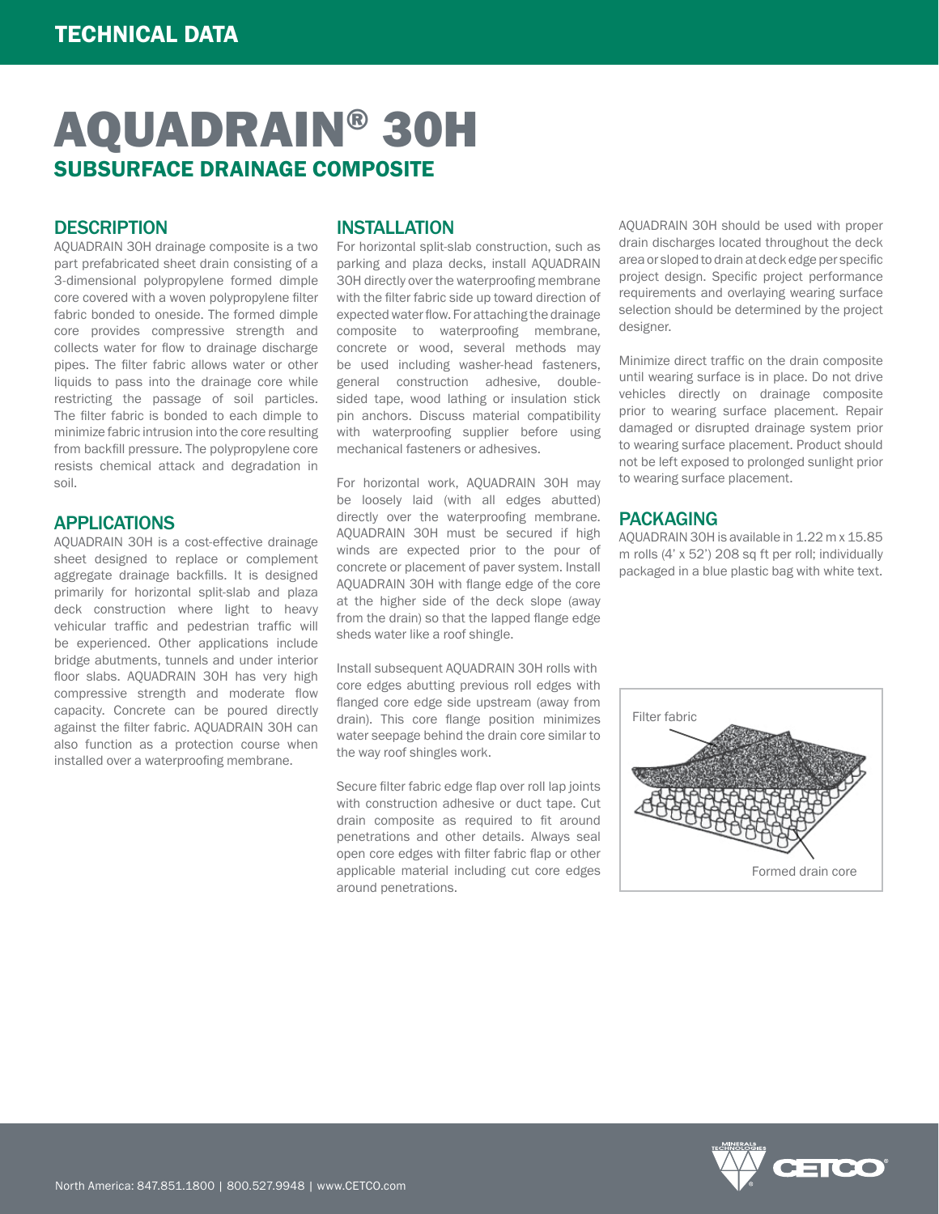TECHNICAL DATA

# AQUADRAIN® 30H

## SUBSURFACE DRAINAGE COMPOSITE

### DESCRIPTION

AQUADRAIN 30H drainage composite is a two part prefabricated sheet drain consisting of a 3-dimensional polypropylene formed dimple core covered with a woven polypropylene filter fabric bonded to oneside. The formed dimple core provides compressive strength and collects water for flow to drainage discharge pipes. The filter fabric allows water or other liquids to pass into the drainage core while restricting the passage of soil particles. The filter fabric is bonded to each dimple to minimize fabric intrusion into the core resulting from backfill pressure. The polypropylene core resists chemical attack and degradation in soil.

### APPLICATIONS

AQUADRAIN 30H is a cost-effective drainage sheet designed to replace or complement aggregate drainage backfills. It is designed primarily for horizontal split-slab and plaza deck construction where light to heavy vehicular traffic and pedestrian traffic will be experienced. Other applications include bridge abutments, tunnels and under interior floor slabs. AQUADRAIN 30H has very high compressive strength and moderate flow capacity. Concrete can be poured directly against the filter fabric. AQUADRAIN 30H can also function as a protection course when installed over a waterproofing membrane.

### INSTALLATION

For horizontal split-slab construction, such as parking and plaza decks, install AQUADRAIN 30H directly over the waterproofing membrane with the filter fabric side up toward direction of expected water flow. For attaching the drainage composite to waterproofing membrane, concrete or wood, several methods may be used including washer-head fasteners, general construction adhesive, double-sided tape, wood lathing or insulation stick pin anchors. Discuss material compatibility with waterproofing supplier before using mechanical fasteners or adhesives.

For horizontal work, AQUADRAIN 30H may be loosely laid (with all edges abutted) directly over the waterproofing membrane. AQUADRAIN 30H must be secured if high winds are expected prior to the pour of concrete or placement of paver system. Install AQUADRAIN 30H with flange edge of the core at the higher side of the deck slope (away from the drain) so that the lapped flange edge sheds water like a roof shingle.

Install subsequent AQUADRAIN 30H rolls with core edges abutting previous roll edges with flanged core edge side upstream (away from drain). This core flange position minimizes water seepage behind the drain core similar to the way roof shingles work.

Secure filter fabric edge flap over roll lap joints with construction adhesive or duct tape. Cut drain composite as required to fit around penetrations and other details. Always seal open core edges with filter fabric flap or other applicable material including cut core edges around penetrations.

AQUADRAIN 30H should be used with proper drain discharges located throughout the deck area or sloped to drain at deck edge per specific project design. Specific project performance requirements and overlaying wearing surface selection should be determined by the project designer.

Minimize direct traffic on the drain composite until wearing surface is in place. Do not drive vehicles directly on drainage composite prior to wearing surface placement. Repair damaged or disrupted drainage system prior to wearing surface placement. Product should not be left exposed to prolonged sunlight prior to wearing surface placement.

### PACKAGING

AQUADRAIN 30H is available in 1.22 m x 15.85 m rolls (4' x 52') 208 sq ft per roll; individually packaged in a blue plastic bag with white text.

Filter fabric

Formed drain core

North America: 847.851.1800 | 800.527.9948 | www.CETCO.com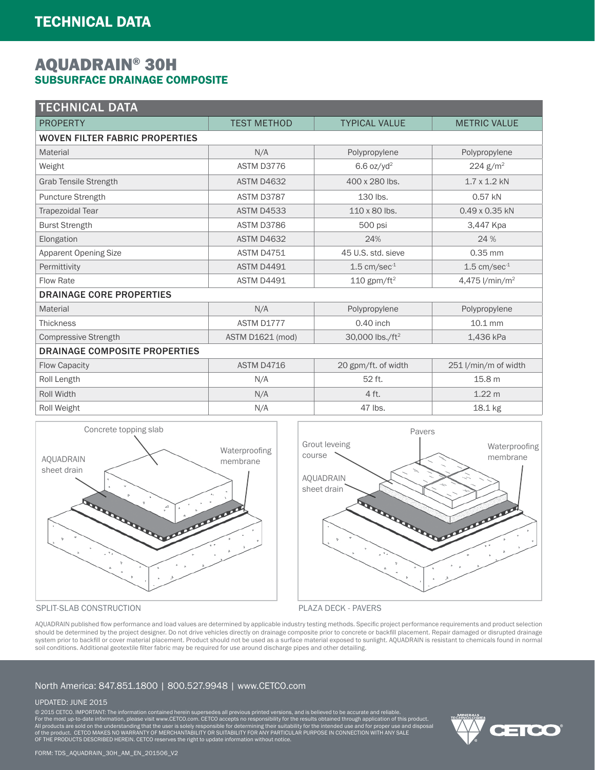# TECHNICAL DATA

## AQUADRAIN® 30H
### SUBSURFACE DRAINAGE COMPOSITE

| TECHNICAL DATA | | | |
|---|---|---|---|
| PROPERTY | TEST METHOD | TYPICAL VALUE | METRIC VALUE |
| **WOVEN FILTER FABRIC PROPERTIES** | | | |
| Material | N/A | Polypropylene | Polypropylene |
| Weight | ASTM D3776 | 6.6 oz/yd$^2$ | 224 g/m$^2$ |
| Grab Tensile Strength | ASTM D4632 | 400 x 280 lbs. | 1.7 x 1.2 kN |
| Puncture Strength | ASTM D3787 | 130 lbs. | 0.57 kN |
| Trapezoidal Tear | ASTM D4533 | 110 x 80 lbs. | 0.49 x 0.35 kN |
| Burst Strength | ASTM D3786 | 500 psi | 3,447 Kpa |
| Elongation | ASTM D4632 | 24% | 24 % |
| Apparent Opening Size | ASTM D4751 | 45 U.S. std. sieve | 0.35 mm |
| Permittivity | ASTM D4491 | 1.5 cm/sec$^{-1}$ | 1.5 cm/sec$^{-1}$ |
| Flow Rate | ASTM D4491 | 110 gpm/ft$^2$ | 4,475 l/min/m$^2$ |
| **DRAINAGE CORE PROPERTIES** | | | |
| Material | N/A | Polypropylene | Polypropylene |
| Thickness | ASTM D1777 | 0.40 inch | 10.1 mm |
| Compressive Strength | ASTM D1621 (mod) | 30,000 lbs./ft$^2$ | 1,436 kPa |
| **DRAINAGE COMPOSITE PROPERTIES** | | | |
| Flow Capacity | ASTM D4716 | 20 gpm/ft. of width | 251 l/min/m of width |
| Roll Length | N/A | 52 ft. | 15.8 m |
| Roll Width | N/A | 4 ft. | 1.22 m |
| Roll Weight | N/A | 47 lbs. | 18.1 kg |

Concrete topping slab

AQUADRAIN sheet drain

Waterproofing membrane

SPLIT-SLAB CONSTRUCTION

Pavers

Grout leveing course

AQUADRAIN sheet drain

Waterproofing membrane

PLAZA DECK - PAVERS

AQUADRAIN published flow performance and load values are determined by applicable industry testing methods. Specific project performance requirements and product selection should be determined by the project designer. Do not drive vehicles directly on drainage composite prior to concrete or backfill placement. Repair damaged or disrupted drainage system prior to backfill or cover material placement. Product should not be used as a surface material exposed to sunlight. AQUADRAIN is resistant to chemicals found in normal soil conditions. Additional geotextile filter fabric may be required for use around discharge pipes and other detailing.

North America: 847.851.1800 | 800.527.9948 | www.CETCO.com

UPDATED: JUNE 2015

© 2015 CETCO. IMPORTANT: The information contained herein supersedes all previous printed versions, and is believed to be accurate and reliable. For the most up-to-date information, please visit www.CETCO.com. CETCO accepts no responsibility for the results obtained through application of this product. All products are sold on the understanding that the user is solely responsible for determining their suitability for the intended use and for proper use and disposal of the product. CETCO MAKES NO WARRANTY OF MERCHANTABILITY OR SUITABILITY FOR ANY PARTICULAR PURPOSE IN CONNECTION WITH ANY SALE OF THE PRODUCTS DESCRIBED HEREIN. CETCO reserves the right to update information without notice.

FORM: TDS_AQUADRAIN_30H_AM_EN_201506_V2